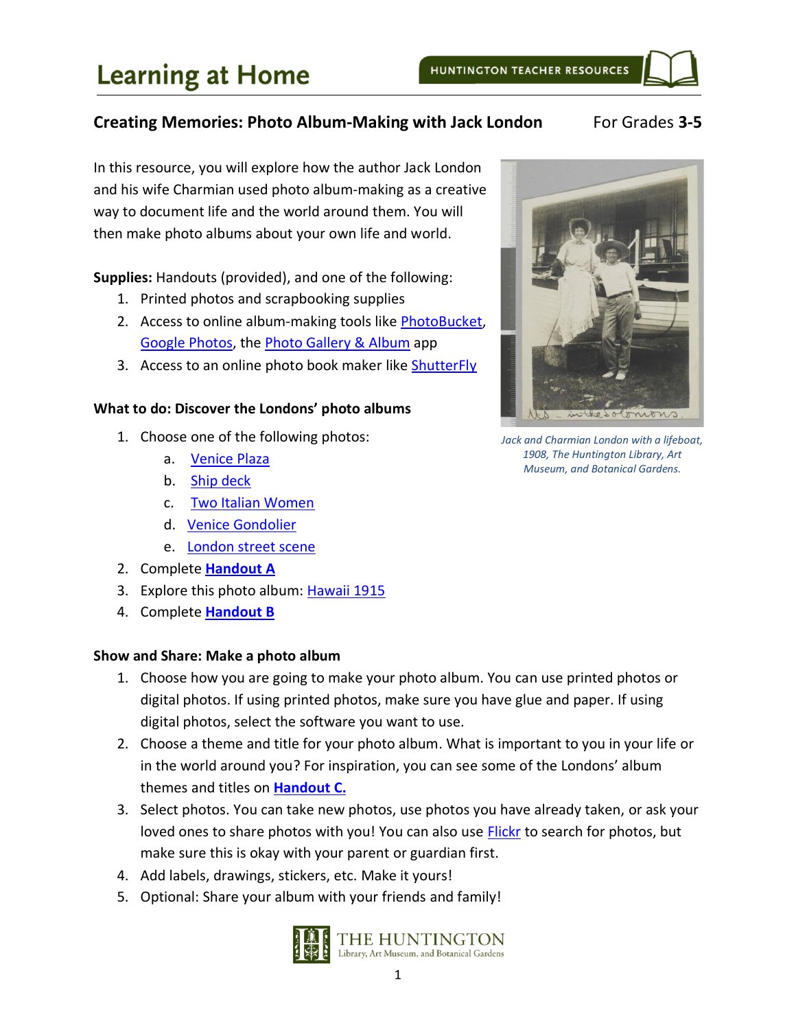# Learning at Home

HUNTINGTON TEACHER RESOURCES

## Creating Memories: Photo Album-Making with Jack London

For Grades **3-5**

In this resource, you will explore how the author Jack London and his wife Charmian used photo album-making as a creative way to document life and the world around them. You will then make photo albums about your own life and world.

*Jack and Charmian London with a lifeboat, 1908, The Huntington Library, Art Museum, and Botanical Gardens.*

**Supplies:** Handouts (provided), and one of the following:

1. Printed photos and scrapbooking supplies
2. Access to online album-making tools like PhotoBucket, Google Photos, the Photo Gallery & Album app
3. Access to an online photo book maker like ShutterFly

### What to do: Discover the Londons' photo albums

1. Choose one of the following photos:
   a. Venice Plaza
   b. Ship deck
   c. Two Italian Women
   d. Venice Gondolier
   e. London street scene
2. Complete **Handout A**
3. Explore this photo album: Hawaii 1915
4. Complete **Handout B**

### Show and Share: Make a photo album

1. Choose how you are going to make your photo album. You can use printed photos or digital photos. If using printed photos, make sure you have glue and paper. If using digital photos, select the software you want to use.
2. Choose a theme and title for your photo album. What is important to you in your life or in the world around you? For inspiration, you can see some of the Londons' album themes and titles on **Handout C.**
3. Select photos. You can take new photos, use photos you have already taken, or ask your loved ones to share photos with you! You can also use Flickr to search for photos, but make sure this is okay with your parent or guardian first.
4. Add labels, drawings, stickers, etc. Make it yours!
5. Optional: Share your album with your friends and family!

THE HUNTINGTON
Library, Art Museum, and Botanical Gardens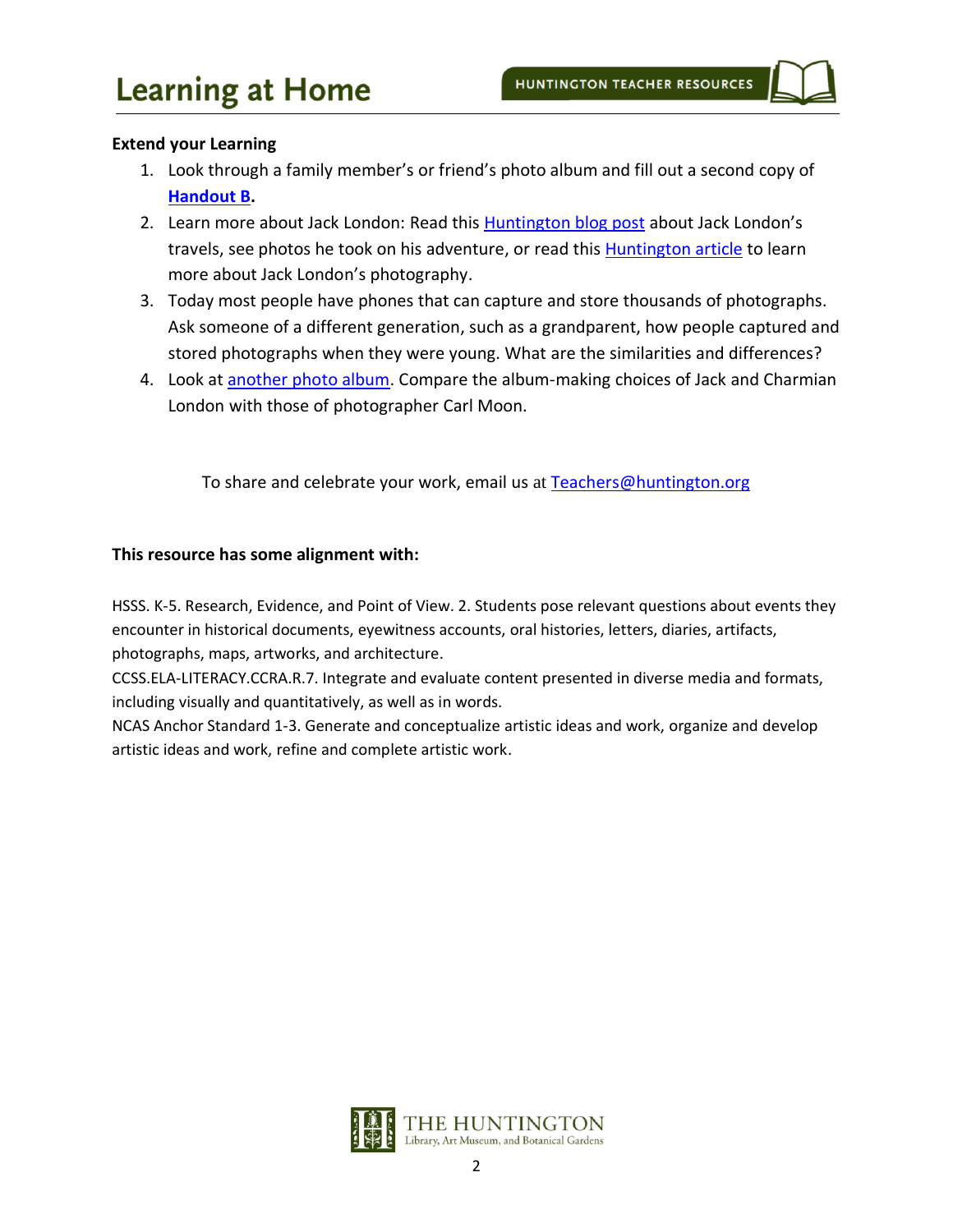**Extend your Learning**

1. Look through a family member's or friend's photo album and fill out a second copy of **Handout B.**
2. Learn more about Jack London: Read this Huntington blog post about Jack London's travels, see photos he took on his adventure, or read this Huntington article to learn more about Jack London's photography.
3. Today most people have phones that can capture and store thousands of photographs. Ask someone of a different generation, such as a grandparent, how people captured and stored photographs when they were young. What are the similarities and differences?
4. Look at another photo album. Compare the album-making choices of Jack and Charmian London with those of photographer Carl Moon.

To share and celebrate your work, email us at Teachers@huntington.org

**This resource has some alignment with:**

HSSS. K-5. Research, Evidence, and Point of View. 2. Students pose relevant questions about events they encounter in historical documents, eyewitness accounts, oral histories, letters, diaries, artifacts, photographs, maps, artworks, and architecture.
CCSS.ELA-LITERACY.CCRA.R.7. Integrate and evaluate content presented in diverse media and formats, including visually and quantitatively, as well as in words.
NCAS Anchor Standard 1-3. Generate and conceptualize artistic ideas and work, organize and develop artistic ideas and work, refine and complete artistic work.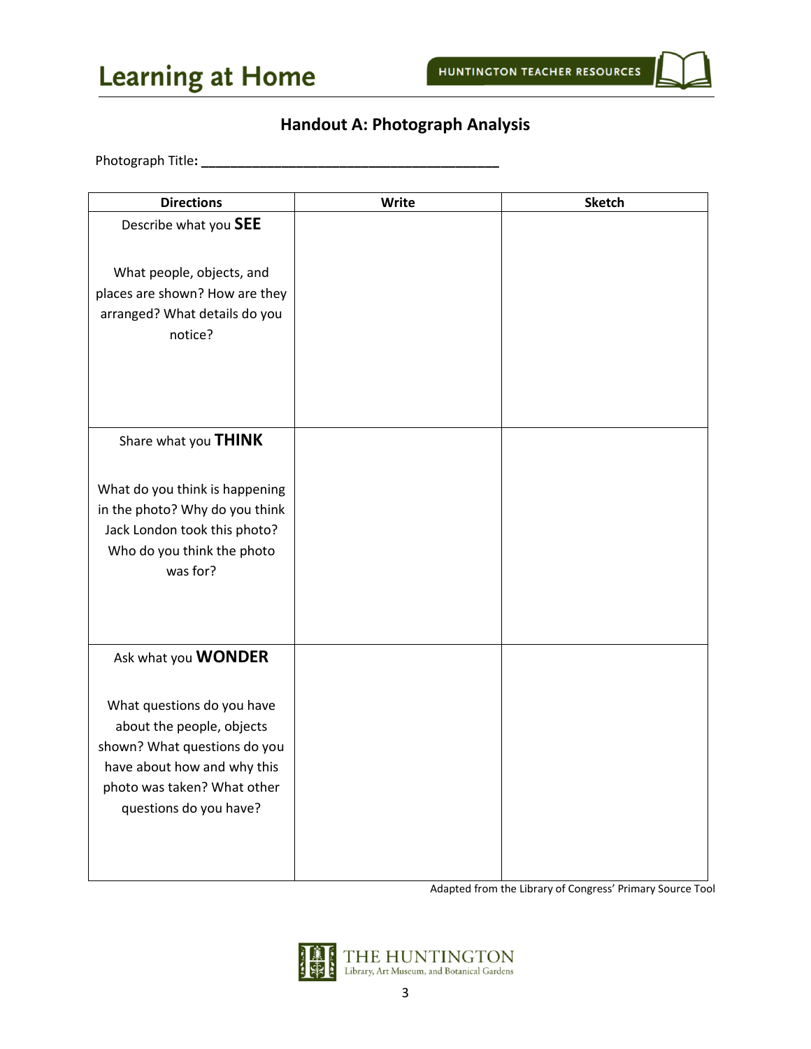## Handout A: Photograph Analysis

Photograph Title: ________________________________________

| Directions | Write | Sketch |
| --- | --- | --- |
| Describe what you **SEE**<br><br>What people, objects, and places are shown? How are they arranged? What details do you notice? | | |
| Share what you **THINK**<br><br>What do you think is happening in the photo? Why do you think Jack London took this photo? Who do you think the photo was for? | | |
| Ask what you **WONDER**<br><br>What questions do you have about the people, objects shown? What questions do you have about how and why this photo was taken? What other questions do you have? | | |

Adapted from the Library of Congress' Primary Source Tool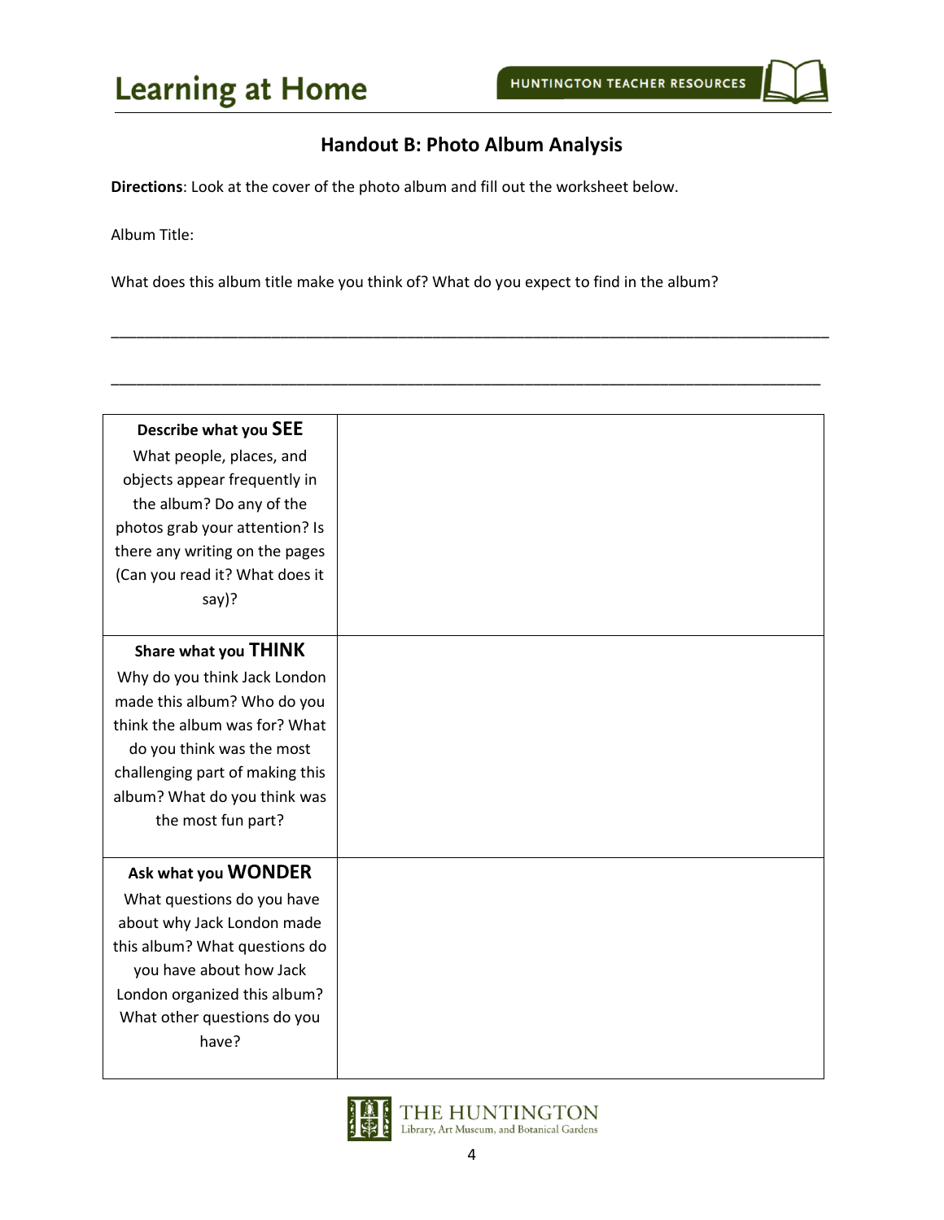## Handout B: Photo Album Analysis

**Directions**: Look at the cover of the photo album and fill out the worksheet below.

Album Title:

What does this album title make you think of? What do you expect to find in the album?

______________________________________________________________________________

______________________________________________________________________________

| | |
|---|---|
| **Describe what you SEE**<br>What people, places, and objects appear frequently in the album? Do any of the photos grab your attention? Is there any writing on the pages (Can you read it? What does it say)? | |
| **Share what you THINK**<br>Why do you think Jack London made this album? Who do you think the album was for? What do you think was the most challenging part of making this album? What do you think was the most fun part? | |
| **Ask what you WONDER**<br>What questions do you have about why Jack London made this album? What questions do you have about how Jack London organized this album? What other questions do you have? | |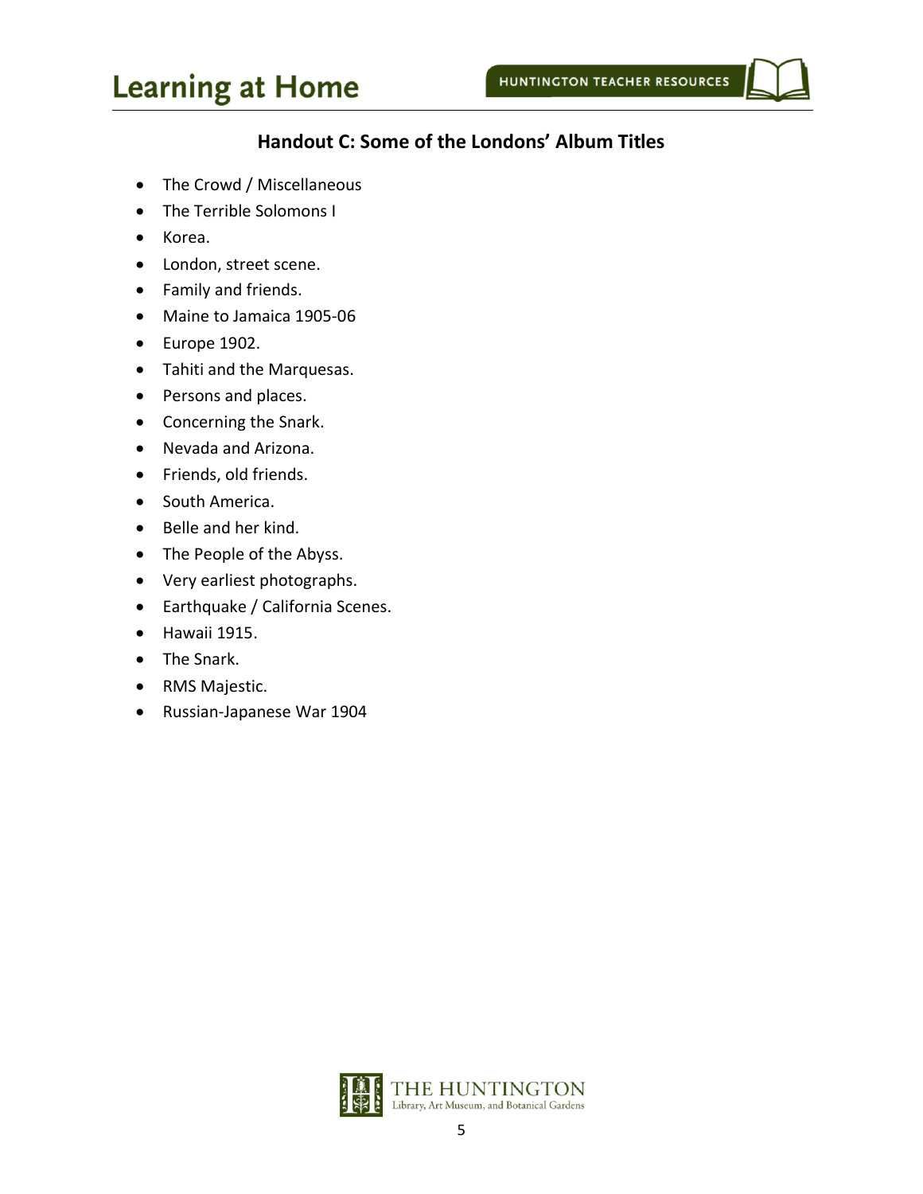## Handout C: Some of the Londons' Album Titles

- The Crowd / Miscellaneous
- The Terrible Solomons I
- Korea.
- London, street scene.
- Family and friends.
- Maine to Jamaica 1905-06
- Europe 1902.
- Tahiti and the Marquesas.
- Persons and places.
- Concerning the Snark.
- Nevada and Arizona.
- Friends, old friends.
- South America.
- Belle and her kind.
- The People of the Abyss.
- Very earliest photographs.
- Earthquake / California Scenes.
- Hawaii 1915.
- The Snark.
- RMS Majestic.
- Russian-Japanese War 1904